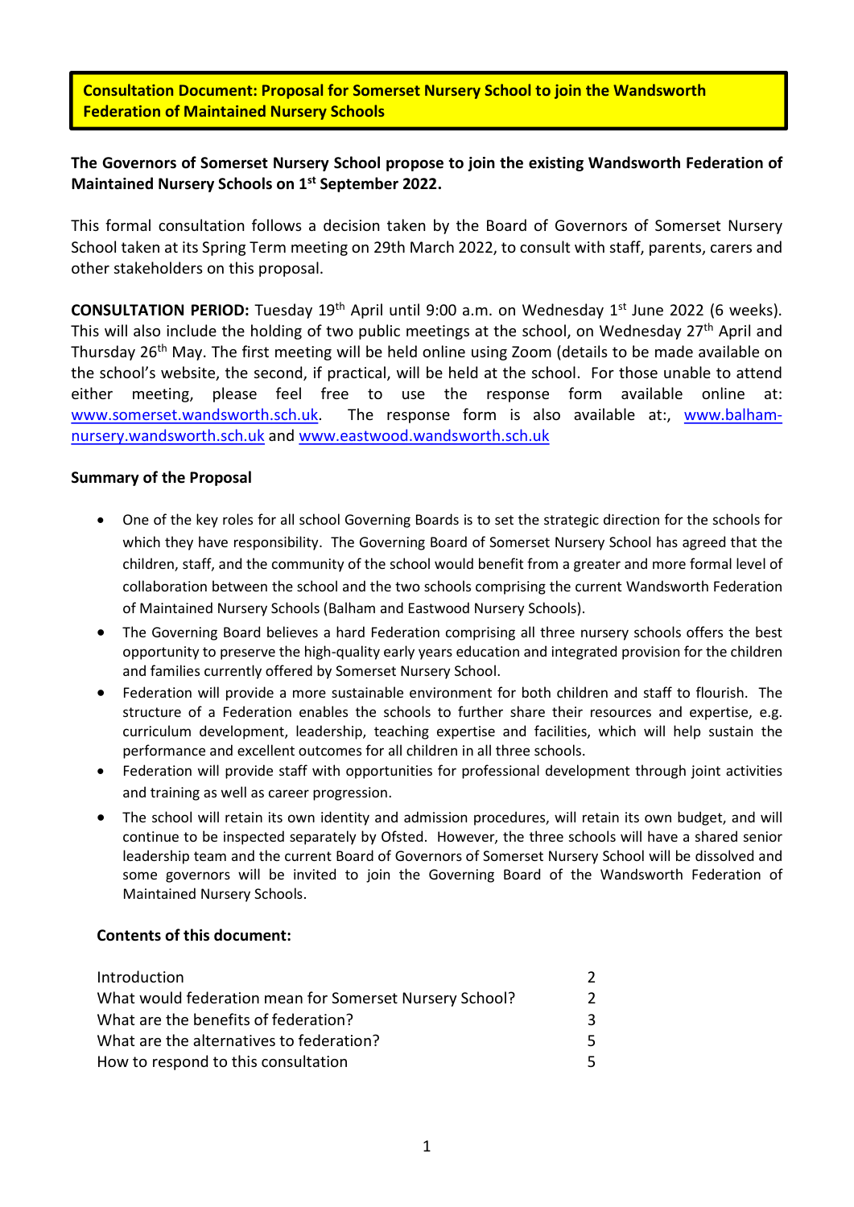# Consultation Document: Proposal for Somerset Nursery School to join the Wandsworth Federation of Maintained Nursery Schools

**The Governors of Somerset Nursery School propose to join the existing Wandsworth Federation of Maintained Nursery Schools on 1st September 2022.**

This formal consultation follows a decision taken by the Board of Governors of Somerset Nursery School taken at its Spring Term meeting on 29th March 2022, to consult with staff, parents, carers and other stakeholders on this proposal.

**CONSULTATION PERIOD:** Tuesday 19th April until 9:00 a.m. on Wednesday 1st June 2022 (6 weeks). This will also include the holding of two public meetings at the school, on Wednesday 27th April and Thursday 26th May. The first meeting will be held online using Zoom (details to be made available on the school's website, the second, if practical, will be held at the school. For those unable to attend either meeting, please feel free to use the response form available online at: www.somerset.wandsworth.sch.uk. The response form is also available at:, www.balham-nursery.wandsworth.sch.uk and www.eastwood.wandsworth.sch.uk

**Summary of the Proposal**

- One of the key roles for all school Governing Boards is to set the strategic direction for the schools for which they have responsibility. The Governing Board of Somerset Nursery School has agreed that the children, staff, and the community of the school would benefit from a greater and more formal level of collaboration between the school and the two schools comprising the current Wandsworth Federation of Maintained Nursery Schools (Balham and Eastwood Nursery Schools).
- The Governing Board believes a hard Federation comprising all three nursery schools offers the best opportunity to preserve the high-quality early years education and integrated provision for the children and families currently offered by Somerset Nursery School.
- Federation will provide a more sustainable environment for both children and staff to flourish. The structure of a Federation enables the schools to further share their resources and expertise, e.g. curriculum development, leadership, teaching expertise and facilities, which will help sustain the performance and excellent outcomes for all children in all three schools.
- Federation will provide staff with opportunities for professional development through joint activities and training as well as career progression.
- The school will retain its own identity and admission procedures, will retain its own budget, and will continue to be inspected separately by Ofsted. However, the three schools will have a shared senior leadership team and the current Board of Governors of Somerset Nursery School will be dissolved and some governors will be invited to join the Governing Board of the Wandsworth Federation of Maintained Nursery Schools.

**Contents of this document:**

| | |
|---|---|
| Introduction | 2 |
| What would federation mean for Somerset Nursery School? | 2 |
| What are the benefits of federation? | 3 |
| What are the alternatives to federation? | 5 |
| How to respond to this consultation | 5 |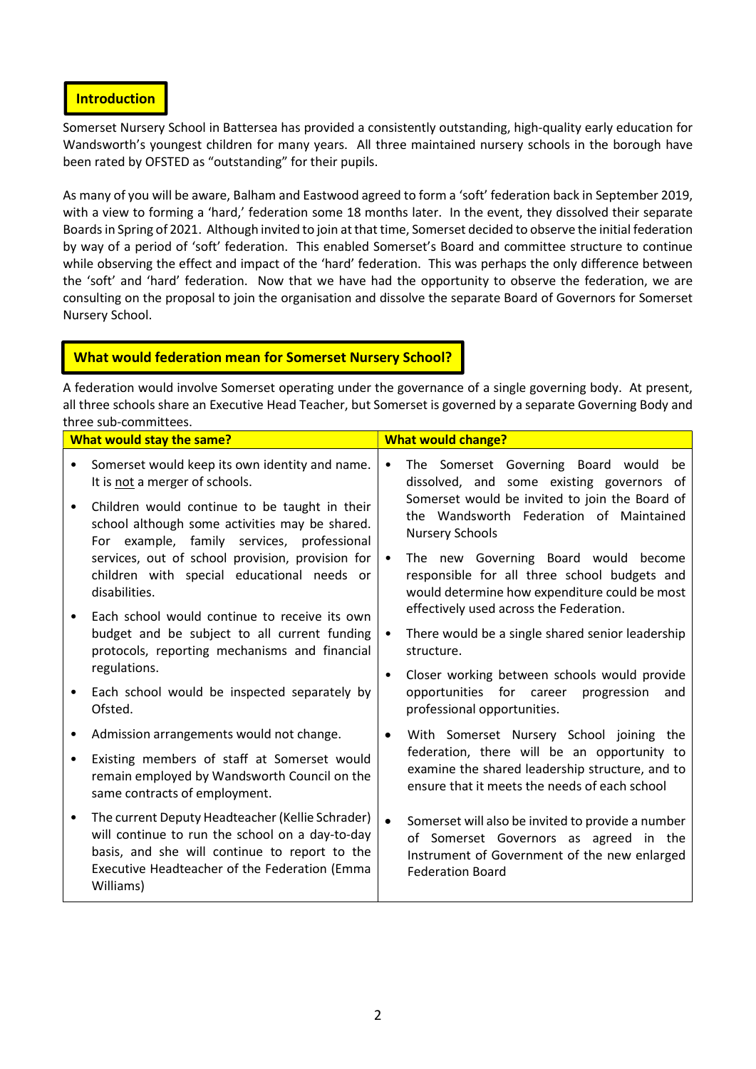## Introduction

Somerset Nursery School in Battersea has provided a consistently outstanding, high-quality early education for Wandsworth's youngest children for many years. All three maintained nursery schools in the borough have been rated by OFSTED as "outstanding" for their pupils.

As many of you will be aware, Balham and Eastwood agreed to form a 'soft' federation back in September 2019, with a view to forming a 'hard,' federation some 18 months later. In the event, they dissolved their separate Boards in Spring of 2021. Although invited to join at that time, Somerset decided to observe the initial federation by way of a period of 'soft' federation. This enabled Somerset's Board and committee structure to continue while observing the effect and impact of the 'hard' federation. This was perhaps the only difference between the 'soft' and 'hard' federation. Now that we have had the opportunity to observe the federation, we are consulting on the proposal to join the organisation and dissolve the separate Board of Governors for Somerset Nursery School.

## What would federation mean for Somerset Nursery School?

A federation would involve Somerset operating under the governance of a single governing body. At present, all three schools share an Executive Head Teacher, but Somerset is governed by a separate Governing Body and three sub-committees.

| What would stay the same? | What would change? |
|---|---|
| • Somerset would keep its own identity and name. It is <u>not</u> a merger of schools.<br>• Children would continue to be taught in their school although some activities may be shared. For example, family services, professional services, out of school provision, provision for children with special educational needs or disabilities.<br>• Each school would continue to receive its own budget and be subject to all current funding protocols, reporting mechanisms and financial regulations.<br>• Each school would be inspected separately by Ofsted.<br>• Admission arrangements would not change.<br>• Existing members of staff at Somerset would remain employed by Wandsworth Council on the same contracts of employment.<br>• The current Deputy Headteacher (Kellie Schrader) will continue to run the school on a day-to-day basis, and she will continue to report to the Executive Headteacher of the Federation (Emma Williams) | • The Somerset Governing Board would be dissolved, and some existing governors of Somerset would be invited to join the Board of the Wandsworth Federation of Maintained Nursery Schools<br>• The new Governing Board would become responsible for all three school budgets and would determine how expenditure could be most effectively used across the Federation.<br>• There would be a single shared senior leadership structure.<br>• Closer working between schools would provide opportunities for career progression and professional opportunities.<br>• With Somerset Nursery School joining the federation, there will be an opportunity to examine the shared leadership structure, and to ensure that it meets the needs of each school<br>• Somerset will also be invited to provide a number of Somerset Governors as agreed in the Instrument of Government of the new enlarged Federation Board |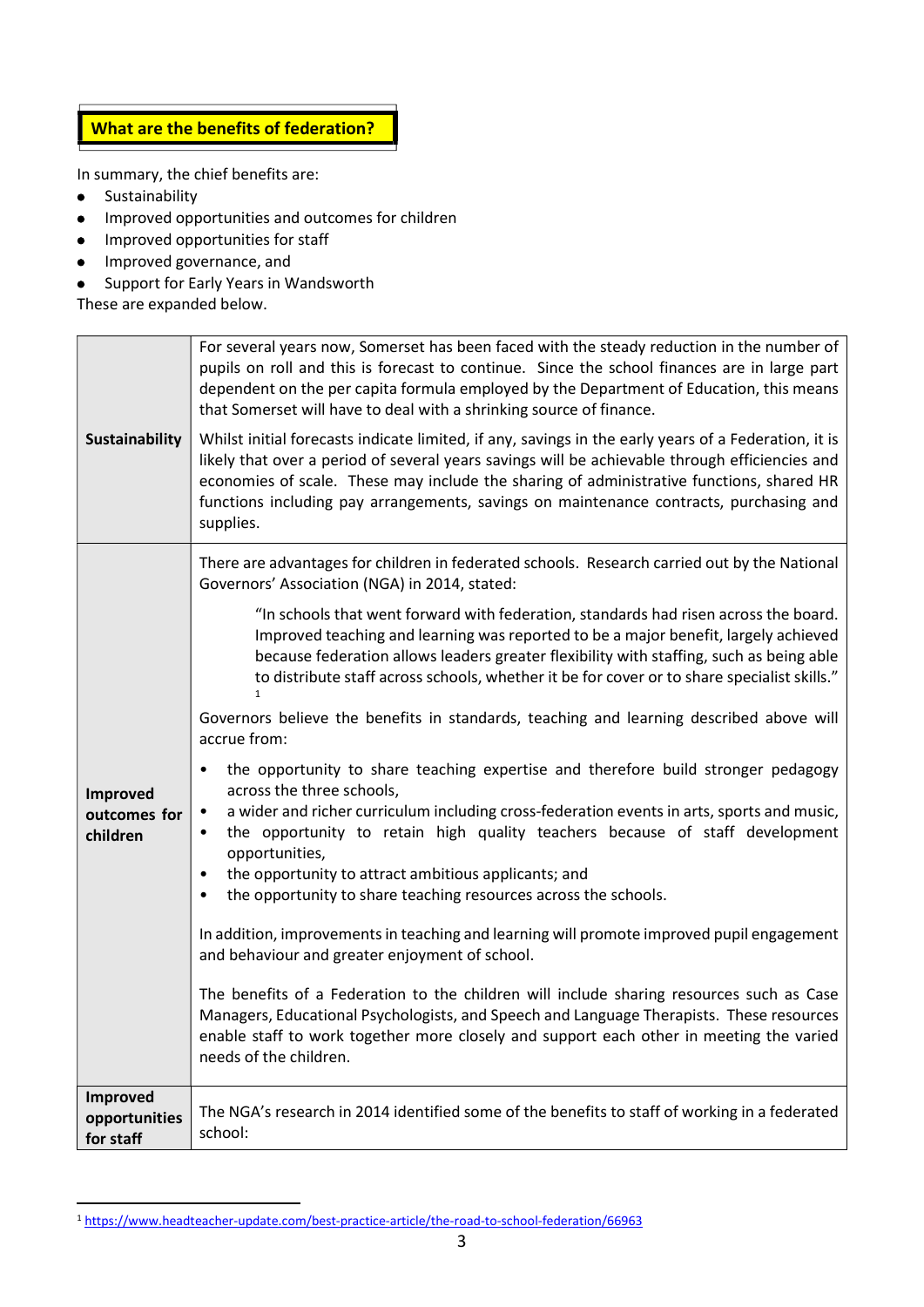## What are the benefits of federation?

In summary, the chief benefits are:

- Sustainability
- Improved opportunities and outcomes for children
- Improved opportunities for staff
- Improved governance, and
- Support for Early Years in Wandsworth

These are expanded below.

| | |
|---|---|
| **Sustainability** | For several years now, Somerset has been faced with the steady reduction in the number of pupils on roll and this is forecast to continue. Since the school finances are in large part dependent on the per capita formula employed by the Department of Education, this means that Somerset will have to deal with a shrinking source of finance.<br><br>Whilst initial forecasts indicate limited, if any, savings in the early years of a Federation, it is likely that over a period of several years savings will be achievable through efficiencies and economies of scale. These may include the sharing of administrative functions, shared HR functions including pay arrangements, savings on maintenance contracts, purchasing and supplies. |
| **Improved outcomes for children** | There are advantages for children in federated schools. Research carried out by the National Governors' Association (NGA) in 2014, stated:<br><br>"In schools that went forward with federation, standards had risen across the board. Improved teaching and learning was reported to be a major benefit, largely achieved because federation allows leaders greater flexibility with staffing, such as being able to distribute staff across schools, whether it be for cover or to share specialist skills." [1]<br><br>Governors believe the benefits in standards, teaching and learning described above will accrue from:<br><br>• the opportunity to share teaching expertise and therefore build stronger pedagogy across the three schools,<br>• a wider and richer curriculum including cross-federation events in arts, sports and music,<br>• the opportunity to retain high quality teachers because of staff development opportunities,<br>• the opportunity to attract ambitious applicants; and<br>• the opportunity to share teaching resources across the schools.<br><br>In addition, improvements in teaching and learning will promote improved pupil engagement and behaviour and greater enjoyment of school.<br><br>The benefits of a Federation to the children will include sharing resources such as Case Managers, Educational Psychologists, and Speech and Language Therapists. These resources enable staff to work together more closely and support each other in meeting the varied needs of the children. |
| **Improved opportunities for staff** | The NGA's research in 2014 identified some of the benefits to staff of working in a federated school: |

[1] https://www.headteacher-update.com/best-practice-article/the-road-to-school-federation/66963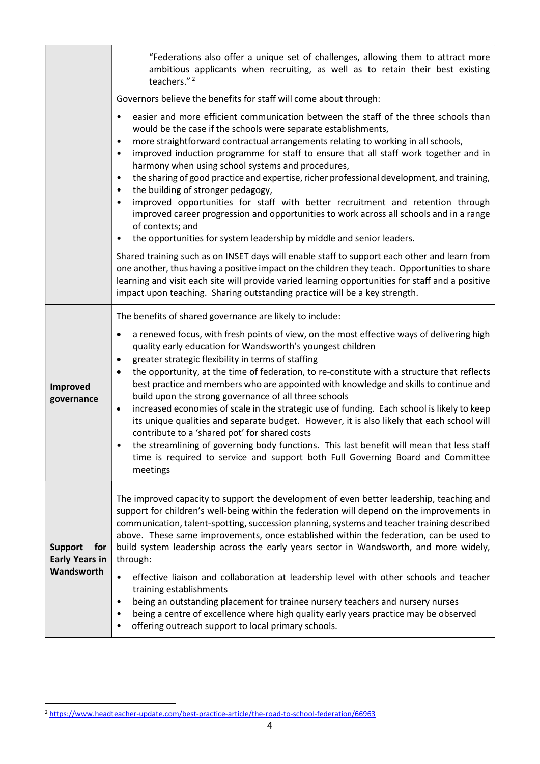| | |
|---|---|
| | "Federations also offer a unique set of challenges, allowing them to attract more ambitious applicants when recruiting, as well as to retain their best existing teachers." [2]<br><br>Governors believe the benefits for staff will come about through:<br><br>• easier and more efficient communication between the staff of the three schools than would be the case if the schools were separate establishments,<br>• more straightforward contractual arrangements relating to working in all schools,<br>• improved induction programme for staff to ensure that all staff work together and in harmony when using school systems and procedures,<br>• the sharing of good practice and expertise, richer professional development, and training,<br>• the building of stronger pedagogy,<br>• improved opportunities for staff with better recruitment and retention through improved career progression and opportunities to work across all schools and in a range of contexts; and<br>• the opportunities for system leadership by middle and senior leaders.<br><br>Shared training such as on INSET days will enable staff to support each other and learn from one another, thus having a positive impact on the children they teach. Opportunities to share learning and visit each site will provide varied learning opportunities for staff and a positive impact upon teaching. Sharing outstanding practice will be a key strength. |
| **Improved governance** | The benefits of shared governance are likely to include:<br><br>• a renewed focus, with fresh points of view, on the most effective ways of delivering high quality early education for Wandsworth's youngest children<br>• greater strategic flexibility in terms of staffing<br>• the opportunity, at the time of federation, to re-constitute with a structure that reflects best practice and members who are appointed with knowledge and skills to continue and build upon the strong governance of all three schools<br>• increased economies of scale in the strategic use of funding. Each school is likely to keep its unique qualities and separate budget. However, it is also likely that each school will contribute to a 'shared pot' for shared costs<br>• the streamlining of governing body functions. This last benefit will mean that less staff time is required to service and support both Full Governing Board and Committee meetings |
| **Support for Early Years in Wandsworth** | The improved capacity to support the development of even better leadership, teaching and support for children's well-being within the federation will depend on the improvements in communication, talent-spotting, succession planning, systems and teacher training described above. These same improvements, once established within the federation, can be used to build system leadership across the early years sector in Wandsworth, and more widely, through:<br><br>• effective liaison and collaboration at leadership level with other schools and teacher training establishments<br>• being an outstanding placement for trainee nursery teachers and nursery nurses<br>• being a centre of excellence where high quality early years practice may be observed<br>• offering outreach support to local primary schools. |

[2] https://www.headteacher-update.com/best-practice-article/the-road-to-school-federation/66963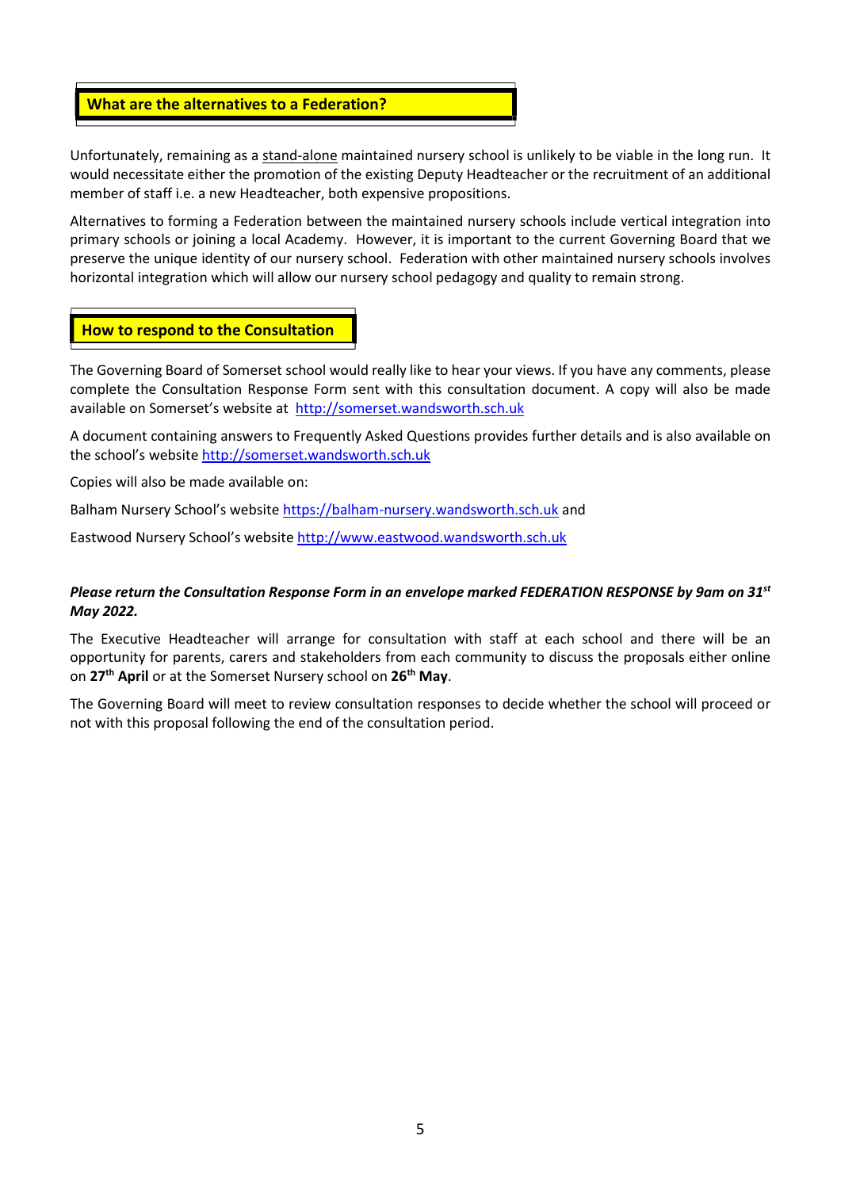## What are the alternatives to a Federation?

Unfortunately, remaining as a stand-alone maintained nursery school is unlikely to be viable in the long run. It would necessitate either the promotion of the existing Deputy Headteacher or the recruitment of an additional member of staff i.e. a new Headteacher, both expensive propositions.

Alternatives to forming a Federation between the maintained nursery schools include vertical integration into primary schools or joining a local Academy. However, it is important to the current Governing Board that we preserve the unique identity of our nursery school. Federation with other maintained nursery schools involves horizontal integration which will allow our nursery school pedagogy and quality to remain strong.

## How to respond to the Consultation

The Governing Board of Somerset school would really like to hear your views. If you have any comments, please complete the Consultation Response Form sent with this consultation document. A copy will also be made available on Somerset's website at http://somerset.wandsworth.sch.uk

A document containing answers to Frequently Asked Questions provides further details and is also available on the school's website http://somerset.wandsworth.sch.uk

Copies will also be made available on:

Balham Nursery School's website https://balham-nursery.wandsworth.sch.uk and

Eastwood Nursery School's website http://www.eastwood.wandsworth.sch.uk

***Please return the Consultation Response Form in an envelope marked FEDERATION RESPONSE by 9am on 31st May 2022.***

The Executive Headteacher will arrange for consultation with staff at each school and there will be an opportunity for parents, carers and stakeholders from each community to discuss the proposals either online on **27th April** or at the Somerset Nursery school on **26th May**.

The Governing Board will meet to review consultation responses to decide whether the school will proceed or not with this proposal following the end of the consultation period.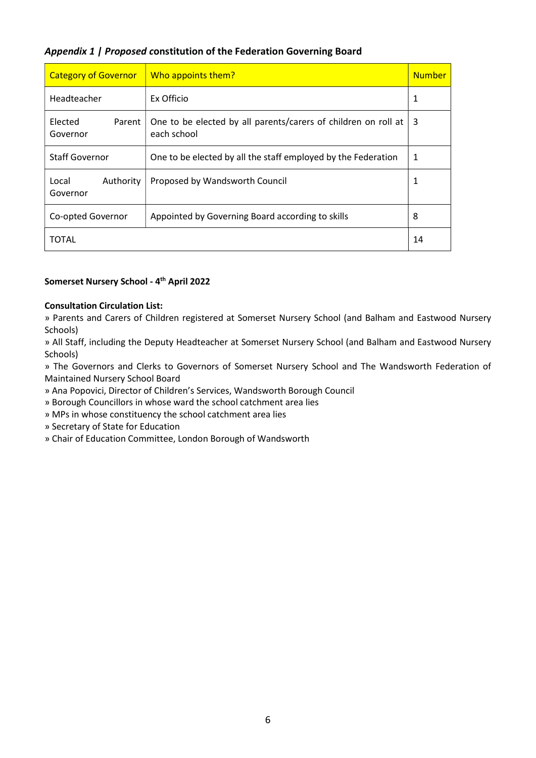### *Appendix 1 | Proposed c*onstitution of the Federation Governing Board

| Category of Governor | Who appoints them? | Number |
|---|---|---|
| Headteacher | Ex Officio | 1 |
| Elected Parent Governor | One to be elected by all parents/carers of children on roll at each school | 3 |
| Staff Governor | One to be elected by all the staff employed by the Federation | 1 |
| Local Authority Governor | Proposed by Wandsworth Council | 1 |
| Co-opted Governor | Appointed by Governing Board according to skills | 8 |
| TOTAL | | 14 |

**Somerset Nursery School - 4th April 2022**

**Consultation Circulation List:**

» Parents and Carers of Children registered at Somerset Nursery School (and Balham and Eastwood Nursery Schools)

» All Staff, including the Deputy Headteacher at Somerset Nursery School (and Balham and Eastwood Nursery Schools)

» The Governors and Clerks to Governors of Somerset Nursery School and The Wandsworth Federation of Maintained Nursery School Board

» Ana Popovici, Director of Children's Services, Wandsworth Borough Council

» Borough Councillors in whose ward the school catchment area lies

» MPs in whose constituency the school catchment area lies

» Secretary of State for Education

» Chair of Education Committee, London Borough of Wandsworth